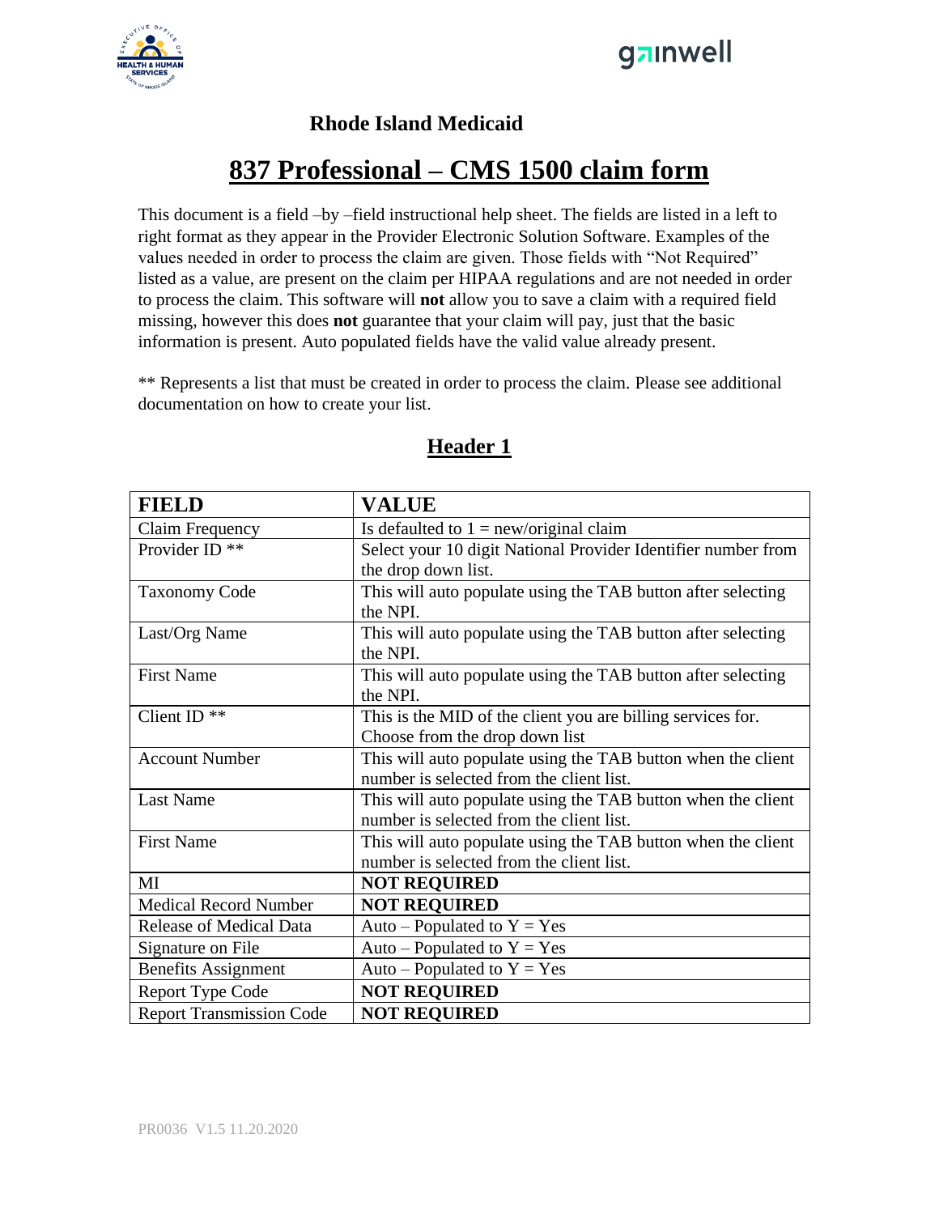**Rhode Island Medicaid**

# 837 Professional – CMS 1500 claim form

This document is a field –by –field instructional help sheet. The fields are listed in a left to right format as they appear in the Provider Electronic Solution Software. Examples of the values needed in order to process the claim are given. Those fields with "Not Required" listed as a value, are present on the claim per HIPAA regulations and are not needed in order to process the claim. This software will **not** allow you to save a claim with a required field missing, however this does **not** guarantee that your claim will pay, just that the basic information is present. Auto populated fields have the valid value already present.

** Represents a list that must be created in order to process the claim. Please see additional documentation on how to create your list.

## Header 1

| FIELD | VALUE |
|---|---|
| Claim Frequency | Is defaulted to 1 = new/original claim |
| Provider ID ** | Select your 10 digit National Provider Identifier number from the drop down list. |
| Taxonomy Code | This will auto populate using the TAB button after selecting the NPI. |
| Last/Org Name | This will auto populate using the TAB button after selecting the NPI. |
| First Name | This will auto populate using the TAB button after selecting the NPI. |
| Client ID ** | This is the MID of the client you are billing services for. Choose from the drop down list |
| Account Number | This will auto populate using the TAB button when the client number is selected from the client list. |
| Last Name | This will auto populate using the TAB button when the client number is selected from the client list. |
| First Name | This will auto populate using the TAB button when the client number is selected from the client list. |
| MI | **NOT REQUIRED** |
| Medical Record Number | **NOT REQUIRED** |
| Release of Medical Data | Auto – Populated to Y = Yes |
| Signature on File | Auto – Populated to Y = Yes |
| Benefits Assignment | Auto – Populated to Y = Yes |
| Report Type Code | **NOT REQUIRED** |
| Report Transmission Code | **NOT REQUIRED** |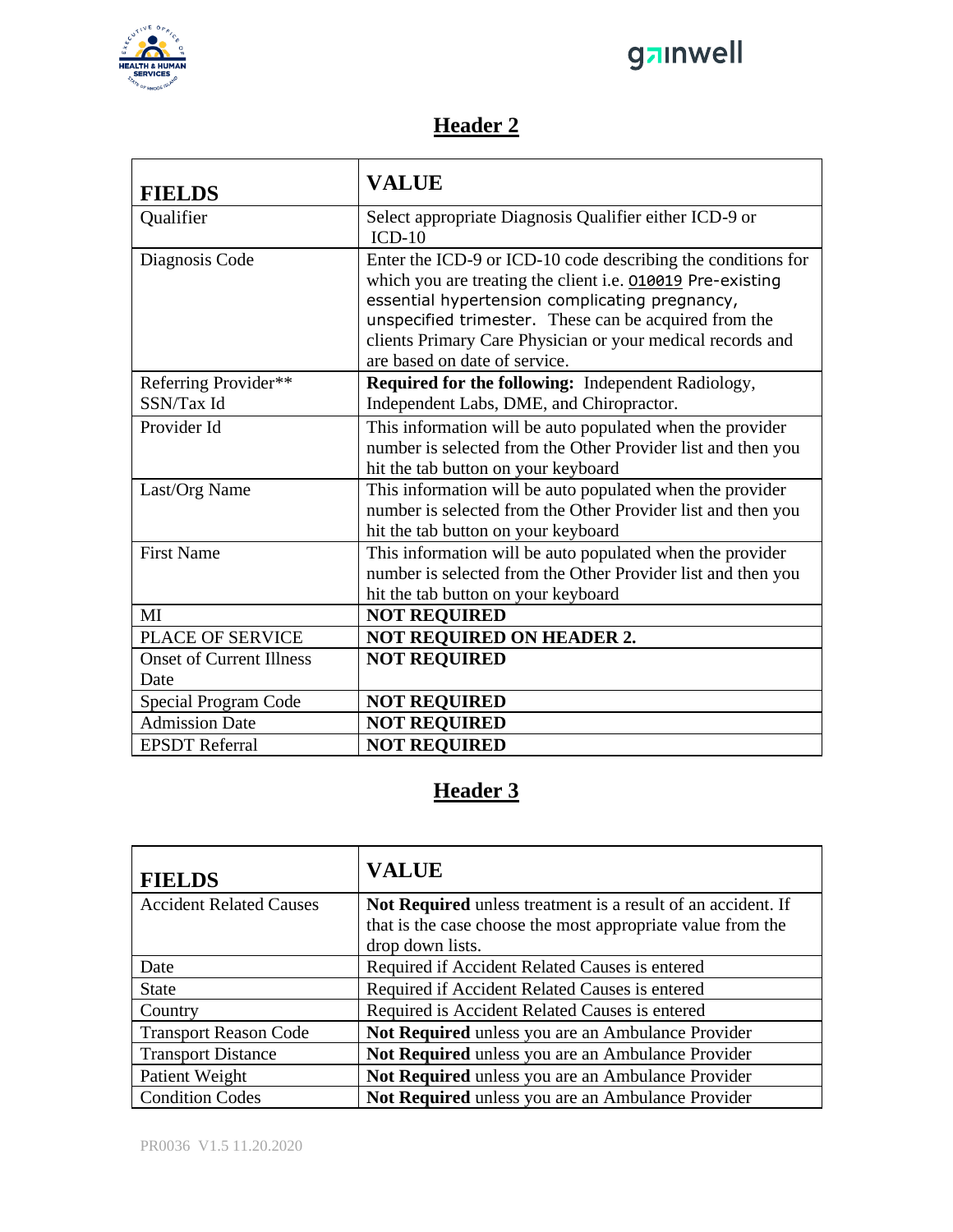## Header 2

| FIELDS | VALUE |
|---|---|
| Qualifier | Select appropriate Diagnosis Qualifier either ICD-9 or ICD-10 |
| Diagnosis Code | Enter the ICD-9 or ICD-10 code describing the conditions for which you are treating the client i.e. O10019 Pre-existing essential hypertension complicating pregnancy, unspecified trimester. These can be acquired from the clients Primary Care Physician or your medical records and are based on date of service. |
| Referring Provider** SSN/Tax Id | **Required for the following:** Independent Radiology, Independent Labs, DME, and Chiropractor. |
| Provider Id | This information will be auto populated when the provider number is selected from the Other Provider list and then you hit the tab button on your keyboard |
| Last/Org Name | This information will be auto populated when the provider number is selected from the Other Provider list and then you hit the tab button on your keyboard |
| First Name | This information will be auto populated when the provider number is selected from the Other Provider list and then you hit the tab button on your keyboard |
| MI | **NOT REQUIRED** |
| PLACE OF SERVICE | **NOT REQUIRED ON HEADER 2.** |
| Onset of Current Illness Date | **NOT REQUIRED** |
| Special Program Code | **NOT REQUIRED** |
| Admission Date | **NOT REQUIRED** |
| EPSDT Referral | **NOT REQUIRED** |

## Header 3

| FIELDS | VALUE |
|---|---|
| Accident Related Causes | **Not Required** unless treatment is a result of an accident. If that is the case choose the most appropriate value from the drop down lists. |
| Date | Required if Accident Related Causes is entered |
| State | Required if Accident Related Causes is entered |
| Country | Required is Accident Related Causes is entered |
| Transport Reason Code | **Not Required** unless you are an Ambulance Provider |
| Transport Distance | **Not Required** unless you are an Ambulance Provider |
| Patient Weight | **Not Required** unless you are an Ambulance Provider |
| Condition Codes | **Not Required** unless you are an Ambulance Provider |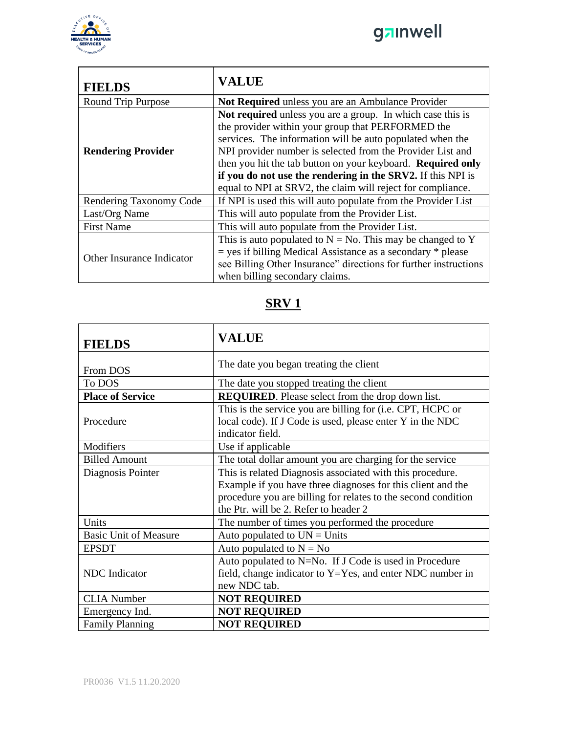| **FIELDS** | **VALUE** |
| --- | --- |
| Round Trip Purpose | **Not Required** unless you are an Ambulance Provider |
| **Rendering Provider** | **Not required** unless you are a group. In which case this is the provider within your group that PERFORMED the services. The information will be auto populated when the NPI provider number is selected from the Provider List and then you hit the tab button on your keyboard. **Required only if you do not use the rendering in the SRV2.** If this NPI is equal to NPI at SRV2, the claim will reject for compliance. |
| Rendering Taxonomy Code | If NPI is used this will auto populate from the Provider List |
| Last/Org Name | This will auto populate from the Provider List. |
| First Name | This will auto populate from the Provider List. |
| Other Insurance Indicator | This is auto populated to N = No. This may be changed to Y = yes if billing Medical Assistance as a secondary * please see Billing Other Insurance" directions for further instructions when billing secondary claims. |

## SRV 1

| **FIELDS** | **VALUE** |
| --- | --- |
| From DOS | The date you began treating the client |
| To DOS | The date you stopped treating the client |
| **Place of Service** | **REQUIRED**. Please select from the drop down list. |
| Procedure | This is the service you are billing for (i.e. CPT, HCPC or local code). If J Code is used, please enter Y in the NDC indicator field. |
| Modifiers | Use if applicable |
| Billed Amount | The total dollar amount you are charging for the service |
| Diagnosis Pointer | This is related Diagnosis associated with this procedure. Example if you have three diagnoses for this client and the procedure you are billing for relates to the second condition the Ptr. will be 2. Refer to header 2 |
| Units | The number of times you performed the procedure |
| Basic Unit of Measure | Auto populated to UN = Units |
| EPSDT | Auto populated to N = No |
| NDC Indicator | Auto populated to N=No. If J Code is used in Procedure field, change indicator to Y=Yes, and enter NDC number in new NDC tab. |
| CLIA Number | **NOT REQUIRED** |
| Emergency Ind. | **NOT REQUIRED** |
| Family Planning | **NOT REQUIRED** |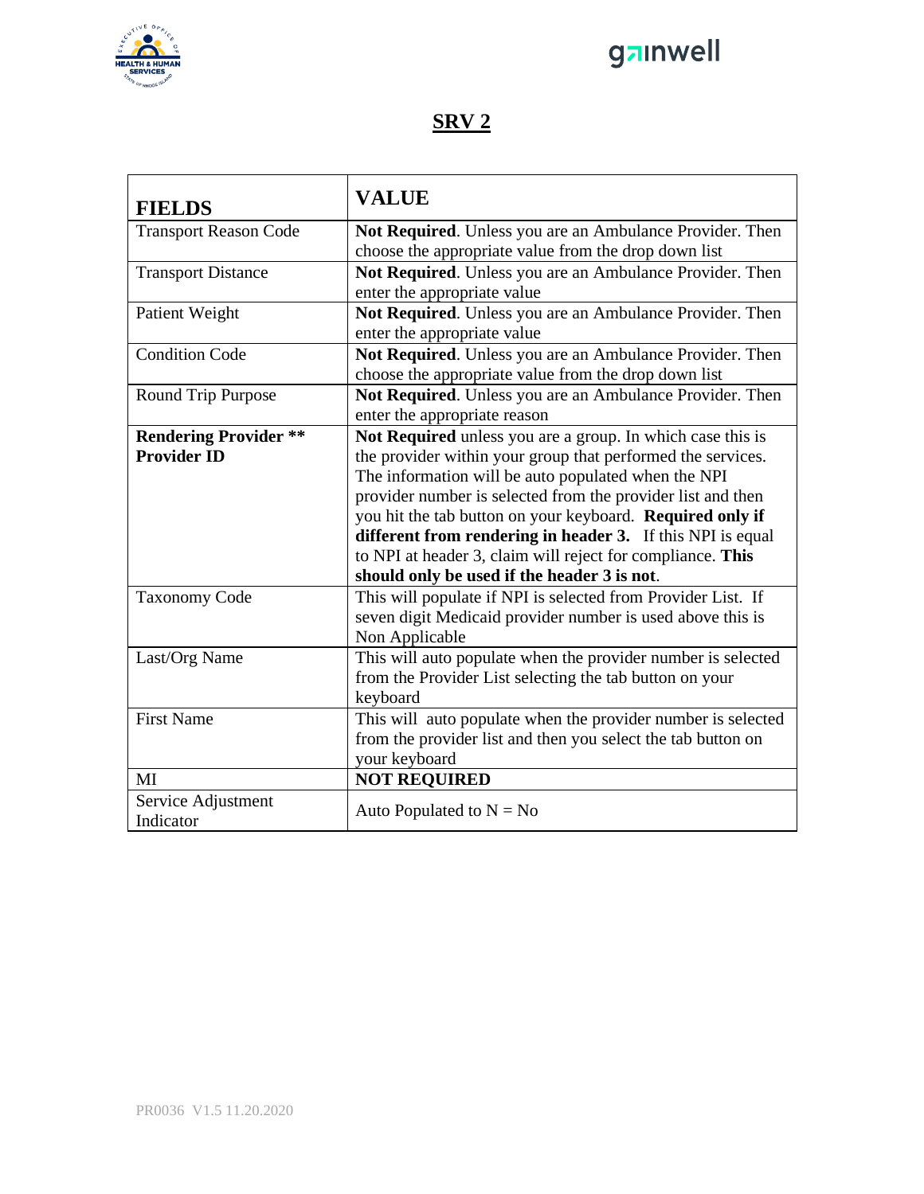# SRV 2

| FIELDS | VALUE |
|---|---|
| Transport Reason Code | **Not Required**. Unless you are an Ambulance Provider. Then choose the appropriate value from the drop down list |
| Transport Distance | **Not Required**. Unless you are an Ambulance Provider. Then enter the appropriate value |
| Patient Weight | **Not Required**. Unless you are an Ambulance Provider. Then enter the appropriate value |
| Condition Code | **Not Required**. Unless you are an Ambulance Provider. Then choose the appropriate value from the drop down list |
| Round Trip Purpose | **Not Required**. Unless you are an Ambulance Provider. Then enter the appropriate reason |
| **Rendering Provider \*\* Provider ID** | **Not Required** unless you are a group. In which case this is the provider within your group that performed the services. The information will be auto populated when the NPI provider number is selected from the provider list and then you hit the tab button on your keyboard. **Required only if different from rendering in header 3.** If this NPI is equal to NPI at header 3, claim will reject for compliance. **This should only be used if the header 3 is not**. |
| Taxonomy Code | This will populate if NPI is selected from Provider List. If seven digit Medicaid provider number is used above this is Non Applicable |
| Last/Org Name | This will auto populate when the provider number is selected from the Provider List selecting the tab button on your keyboard |
| First Name | This will auto populate when the provider number is selected from the provider list and then you select the tab button on your keyboard |
| MI | **NOT REQUIRED** |
| Service Adjustment Indicator | Auto Populated to N = No |

PR0036 V1.5 11.20.2020